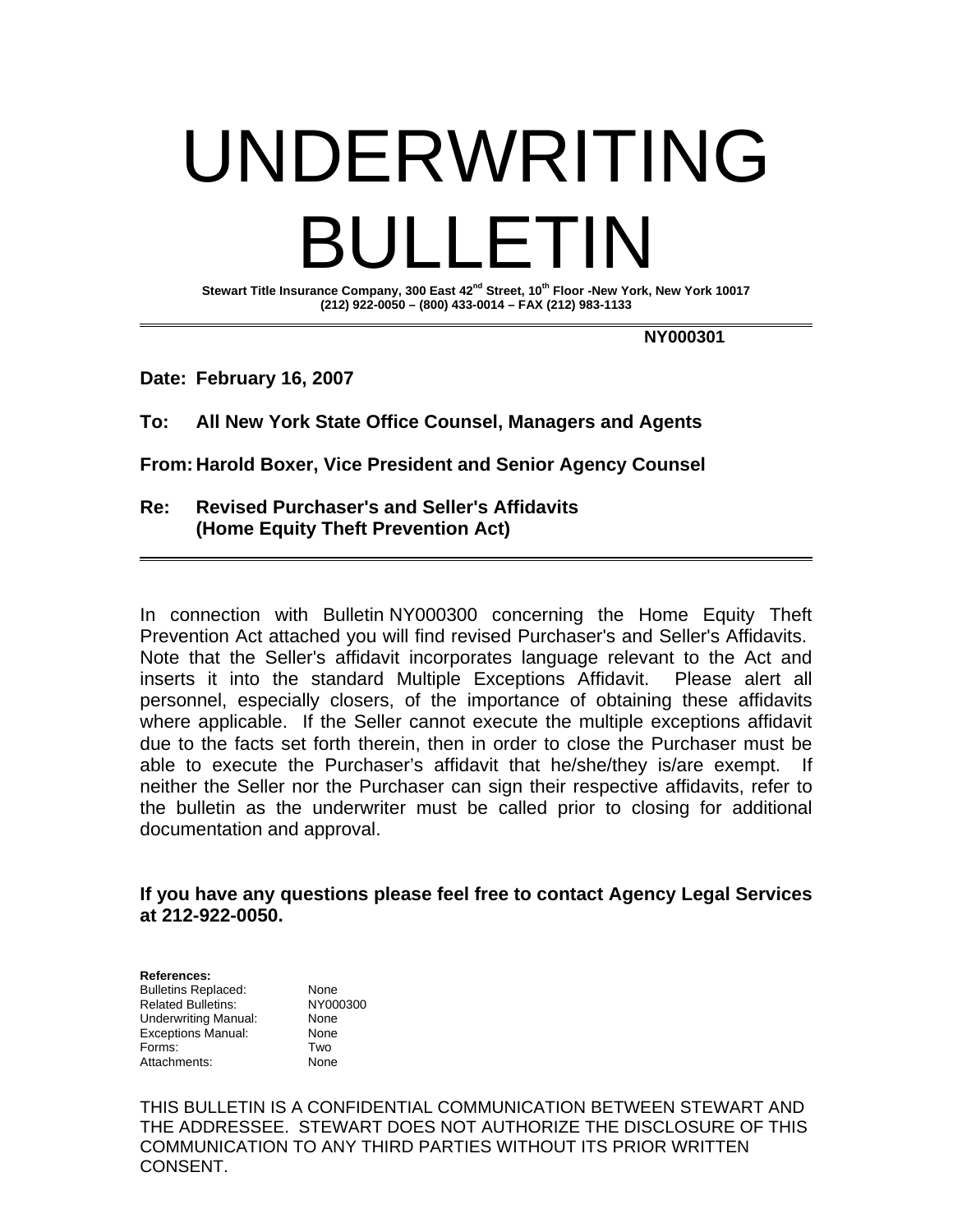# UNDERWRITING BULLETIN

**Stewart Title Insurance Company, 300 East 42nd Street, 10th Floor -New York, New York 10017**
**(212) 922-0050 – (800) 433-0014 – FAX (212) 983-1133**

---

**NY000301**

**Date:** **February 16, 2007**

**To:** **All New York State Office Counsel, Managers and Agents**

**From:** **Harold Boxer, Vice President and Senior Agency Counsel**

**Re:** **Revised Purchaser's and Seller's Affidavits (Home Equity Theft Prevention Act)**

---

In connection with Bulletin NY000300 concerning the Home Equity Theft Prevention Act attached you will find revised Purchaser's and Seller's Affidavits. Note that the Seller's affidavit incorporates language relevant to the Act and inserts it into the standard Multiple Exceptions Affidavit. Please alert all personnel, especially closers, of the importance of obtaining these affidavits where applicable. If the Seller cannot execute the multiple exceptions affidavit due to the facts set forth therein, then in order to close the Purchaser must be able to execute the Purchaser's affidavit that he/she/they is/are exempt. If neither the Seller nor the Purchaser can sign their respective affidavits, refer to the bulletin as the underwriter must be called prior to closing for additional documentation and approval.

**If you have any questions please feel free to contact Agency Legal Services at 212-922-0050.**

**References:**

| | |
|---|---|
| Bulletins Replaced: | None |
| Related Bulletins: | NY000300 |
| Underwriting Manual: | None |
| Exceptions Manual: | None |
| Forms: | Two |
| Attachments: | None |

THIS BULLETIN IS A CONFIDENTIAL COMMUNICATION BETWEEN STEWART AND THE ADDRESSEE. STEWART DOES NOT AUTHORIZE THE DISCLOSURE OF THIS COMMUNICATION TO ANY THIRD PARTIES WITHOUT ITS PRIOR WRITTEN CONSENT.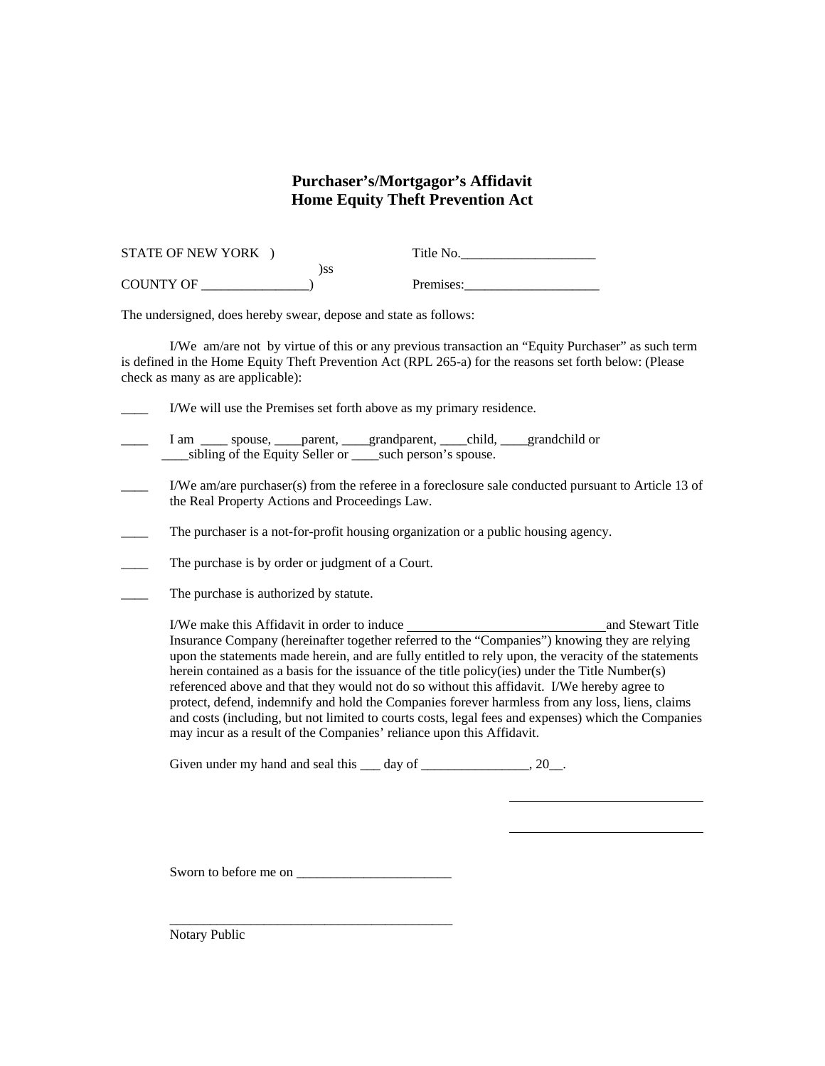# Purchaser's/Mortgagor's Affidavit
# Home Equity Theft Prevention Act

STATE OF NEW YORK )
)ss
COUNTY OF ________________)

Title No.____________________

Premises:____________________

The undersigned, does hereby swear, depose and state as follows:

I/We am/are not by virtue of this or any previous transaction an "Equity Purchaser" as such term is defined in the Home Equity Theft Prevention Act (RPL 265-a) for the reasons set forth below: (Please check as many as are applicable):

____ I/We will use the Premises set forth above as my primary residence.

____ I am ____ spouse, ____parent, ____grandparent, ____child, ____grandchild or ____sibling of the Equity Seller or ____such person's spouse.

____ I/We am/are purchaser(s) from the referee in a foreclosure sale conducted pursuant to Article 13 of the Real Property Actions and Proceedings Law.

____ The purchaser is a not-for-profit housing organization or a public housing agency.

____ The purchase is by order or judgment of a Court.

____ The purchase is authorized by statute.

I/We make this Affidavit in order to induce ______________________________ and Stewart Title Insurance Company (hereinafter together referred to the "Companies") knowing they are relying upon the statements made herein, and are fully entitled to rely upon, the veracity of the statements herein contained as a basis for the issuance of the title policy(ies) under the Title Number(s) referenced above and that they would not do so without this affidavit. I/We hereby agree to protect, defend, indemnify and hold the Companies forever harmless from any loss, liens, claims and costs (including, but not limited to courts costs, legal fees and expenses) which the Companies may incur as a result of the Companies' reliance upon this Affidavit.

Given under my hand and seal this ___ day of ________________, 20__.

______________________________

______________________________

Sworn to before me on _______________________

____________________________________________
Notary Public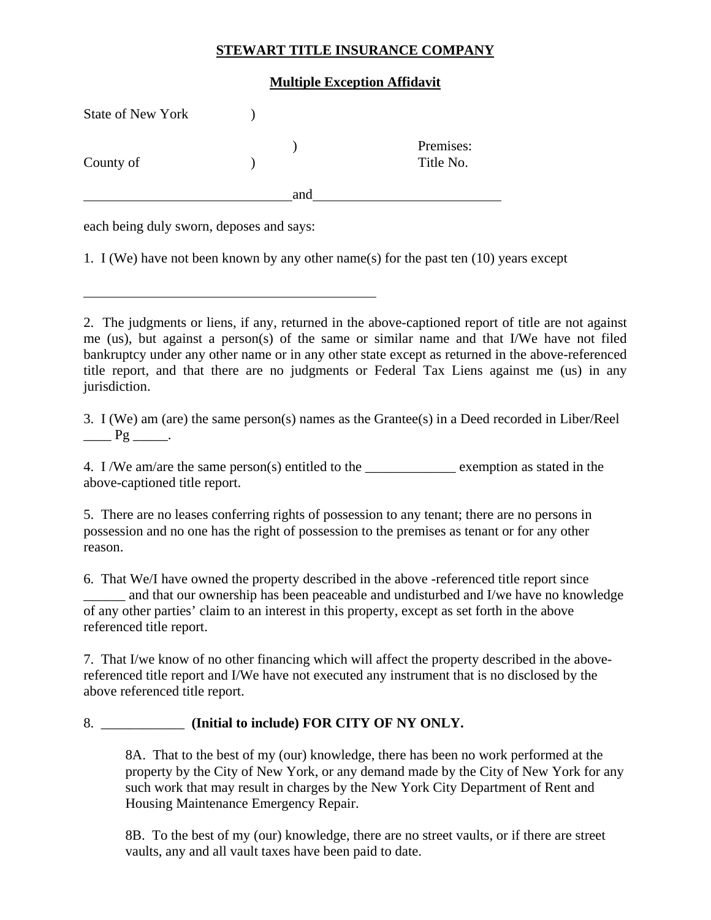**STEWART TITLE INSURANCE COMPANY**

**Multiple Exception Affidavit**

State of New York )

) Premises:

County of ) Title No.

______________________________and___________________________

each being duly sworn, deposes and says:

1. I (We) have not been known by any other name(s) for the past ten (10) years except

___________________________________________

2. The judgments or liens, if any, returned in the above-captioned report of title are not against me (us), but against a person(s) of the same or similar name and that I/We have not filed bankruptcy under any other name or in any other state except as returned in the above-referenced title report, and that there are no judgments or Federal Tax Liens against me (us) in any jurisdiction.

3. I (We) am (are) the same person(s) names as the Grantee(s) in a Deed recorded in Liber/Reel ____ Pg _____.

4. I /We am/are the same person(s) entitled to the _____________ exemption as stated in the above-captioned title report.

5. There are no leases conferring rights of possession to any tenant; there are no persons in possession and no one has the right of possession to the premises as tenant or for any other reason.

6. That We/I have owned the property described in the above -referenced title report since ______ and that our ownership has been peaceable and undisturbed and I/we have no knowledge of any other parties' claim to an interest in this property, except as set forth in the above referenced title report.

7. That I/we know of no other financing which will affect the property described in the above-referenced title report and I/We have not executed any instrument that is no disclosed by the above referenced title report.

8. ____________ **(Initial to include) FOR CITY OF NY ONLY.**

> 8A. That to the best of my (our) knowledge, there has been no work performed at the property by the City of New York, or any demand made by the City of New York for any such work that may result in charges by the New York City Department of Rent and Housing Maintenance Emergency Repair.
>
> 8B. To the best of my (our) knowledge, there are no street vaults, or if there are street vaults, any and all vault taxes have been paid to date.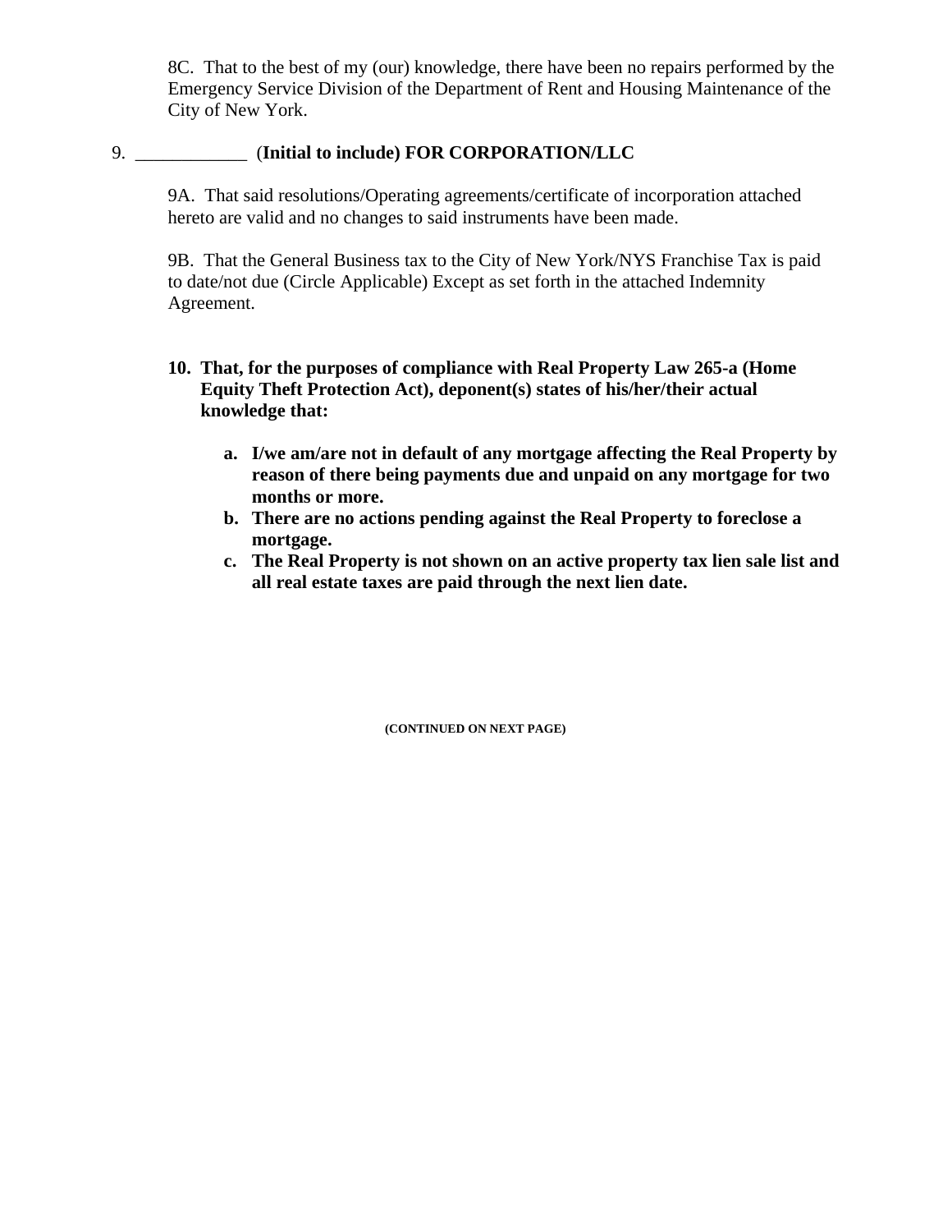8C. That to the best of my (our) knowledge, there have been no repairs performed by the Emergency Service Division of the Department of Rent and Housing Maintenance of the City of New York.

9. ____________ (**Initial to include) FOR CORPORATION/LLC**

9A. That said resolutions/Operating agreements/certificate of incorporation attached hereto are valid and no changes to said instruments have been made.

9B. That the General Business tax to the City of New York/NYS Franchise Tax is paid to date/not due (Circle Applicable) Except as set forth in the attached Indemnity Agreement.

**10. That, for the purposes of compliance with Real Property Law 265-a (Home Equity Theft Protection Act), deponent(s) states of his/her/their actual knowledge that:**

**a. I/we am/are not in default of any mortgage affecting the Real Property by reason of there being payments due and unpaid on any mortgage for two months or more.**

**b. There are no actions pending against the Real Property to foreclose a mortgage.**

**c. The Real Property is not shown on an active property tax lien sale list and all real estate taxes are paid through the next lien date.**

**(CONTINUED ON NEXT PAGE)**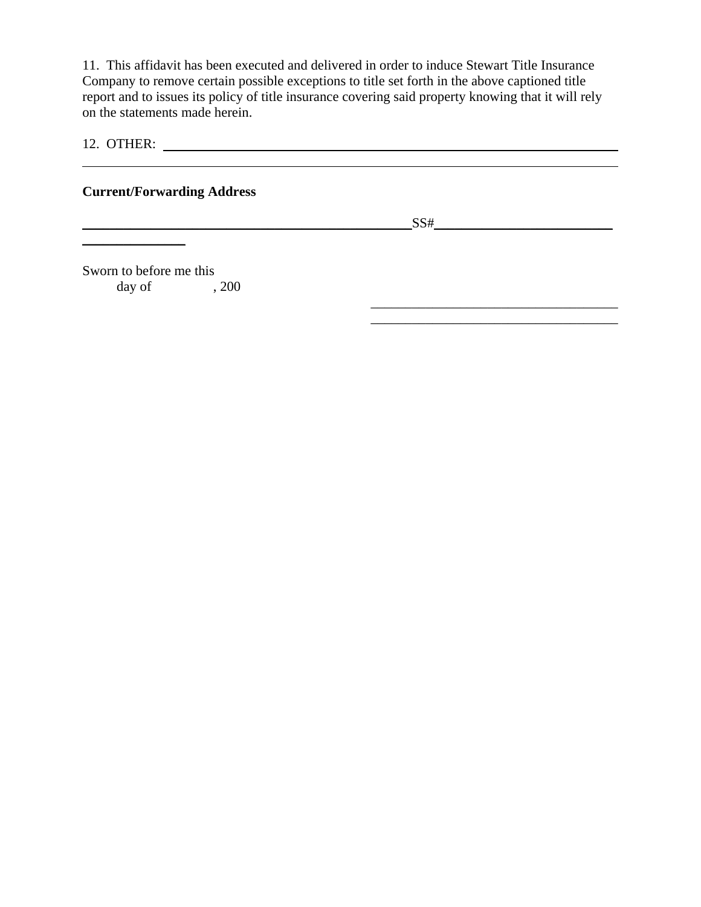11. This affidavit has been executed and delivered in order to induce Stewart Title Insurance Company to remove certain possible exceptions to title set forth in the above captioned title report and to issues its policy of title insurance covering said property knowing that it will rely on the statements made herein.

12. OTHER: ______________________________________________________________________

______________________________________________________________________________

**Current/Forwarding Address**

__________________________________________________SS#_________________________

_______________

Sworn to before me this
day of , 200

___________________________________

___________________________________